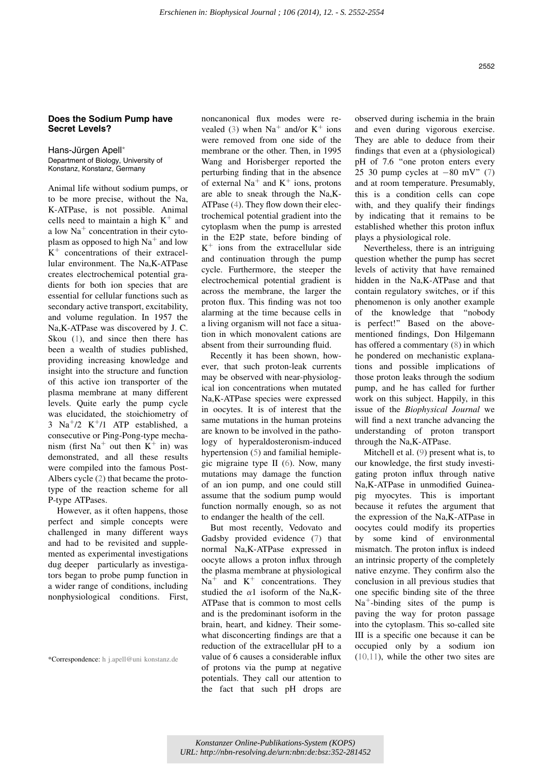# Does the Sodium Pump have Secret Levels?

Hans-Jürgen Apell*

Department of Biology, University of Konstanz, Konstanz, Germany

Animal life without sodium pumps, or to be more precise, without the Na,K-ATPase, is not possible. Animal cells need to maintain a high $K^+$ and a low $Na^+$ concentration in their cytoplasm as opposed to high $Na^+$ and low $K^+$ concentrations of their extracellular environment. The Na,K-ATPase creates electrochemical potential gradients for both ion species that are essential for cellular functions such as secondary active transport, excitability, and volume regulation. In 1957 the Na,K-ATPase was discovered by J. C. Skou (1), and since then there has been a wealth of studies published, providing increasing knowledge and insight into the structure and function of this active ion transporter of the plasma membrane at many different levels. Quite early the pump cycle was elucidated, the stoichiometry of 3 $Na^+$/2 $K^+$/1 ATP established, a consecutive or Ping-Pong-type mechanism (first $Na^+$ out then $K^+$ in) was demonstrated, and all these results were compiled into the famous Post-Albers cycle (2) that became the prototype of the reaction scheme for all P-type ATPases.

However, as it often happens, those perfect and simple concepts were challenged in many different ways and had to be revisited and supplemented as experimental investigations dug deeper particularly as investigators began to probe pump function in a wider range of conditions, including nonphysiological conditions. First, noncanonical flux modes were revealed (3) when $Na^+$ and/or $K^+$ ions were removed from one side of the membrane or the other. Then, in 1995 Wang and Horisberger reported the perturbing finding that in the absence of external $Na^+$ and $K^+$ ions, protons are able to sneak through the Na,K-ATPase (4). They flow down their electrochemical potential gradient into the cytoplasm when the pump is arrested in the E2P state, before binding of $K^+$ ions from the extracellular side and continuation through the pump cycle. Furthermore, the steeper the electrochemical potential gradient is across the membrane, the larger the proton flux. This finding was not too alarming at the time because cells in a living organism will not face a situation in which monovalent cations are absent from their surrounding fluid.

Recently it has been shown, however, that such proton-leak currents may be observed with near-physiological ion concentrations when mutated Na,K-ATPase species were expressed in oocytes. It is of interest that the same mutations in the human proteins are known to be involved in the pathology of hyperaldosteronism-induced hypertension (5) and familial hemiplegic migraine type II (6). Now, many mutations may damage the function of an ion pump, and one could still assume that the sodium pump would function normally enough, so as not to endanger the health of the cell.

But most recently, Vedovato and Gadsby provided evidence (7) that normal Na,K-ATPase expressed in oocyte allows a proton influx through the plasma membrane at physiological $Na^+$ and $K^+$ concentrations. They studied the $\alpha 1$ isoform of the Na,K-ATPase that is common to most cells and is the predominant isoform in the brain, heart, and kidney. Their somewhat disconcerting findings are that a reduction of the extracellular pH to a value of 6 causes a considerable influx of protons via the pump at negative potentials. They call our attention to the fact that such pH drops are observed during ischemia in the brain and even during vigorous exercise. They are able to deduce from their findings that even at a (physiological) pH of 7.6 "one proton enters every 25 30 pump cycles at $-80$ mV" (7) and at room temperature. Presumably, this is a condition cells can cope with, and they qualify their findings by indicating that it remains to be established whether this proton influx plays a physiological role.

Nevertheless, there is an intriguing question whether the pump has secret levels of activity that have remained hidden in the Na,K-ATPase and that contain regulatory switches, or if this phenomenon is only another example of the knowledge that "nobody is perfect!" Based on the above-mentioned findings, Don Hilgemann has offered a commentary (8) in which he pondered on mechanistic explanations and possible implications of those proton leaks through the sodium pump, and he has called for further work on this subject. Happily, in this issue of the *Biophysical Journal* we will find a next tranche advancing the understanding of proton transport through the Na,K-ATPase.

Mitchell et al. (9) present what is, to our knowledge, the first study investigating proton influx through native Na,K-ATPase in unmodified Guinea-pig myocytes. This is important because it refutes the argument that the expression of the Na,K-ATPase in oocytes could modify its properties by some kind of environmental mismatch. The proton influx is indeed an intrinsic property of the completely native enzyme. They confirm also the conclusion in all previous studies that one specific binding site of the three $Na^+$-binding sites of the pump is paving the way for proton passage into the cytoplasm. This so-called site III is a specific one because it can be occupied only by a sodium ion (10,11), while the other two sites are

*Correspondence: h j.apell@uni konstanz.de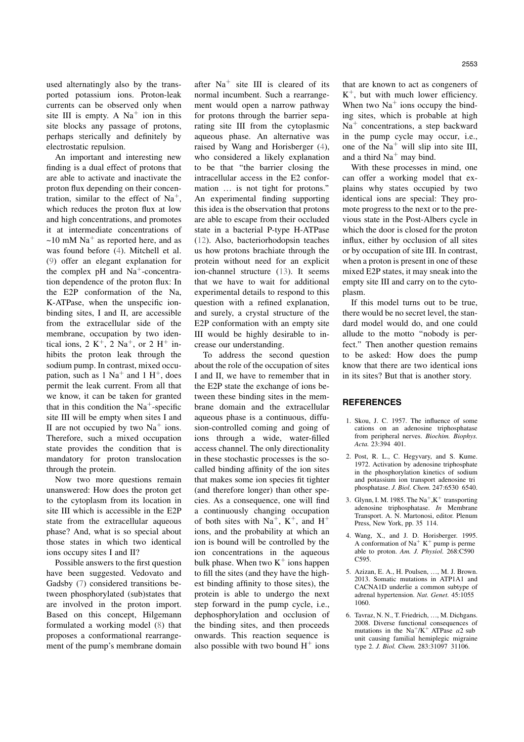used alternatingly also by the transported potassium ions. Proton-leak currents can be observed only when site III is empty. A $Na^+$ ion in this site blocks any passage of protons, perhaps sterically and definitely by electrostatic repulsion.

An important and interesting new finding is a dual effect of protons that are able to activate and inactivate the proton flux depending on their concentration, similar to the effect of $Na^+$, which reduces the proton flux at low and high concentrations, and promotes it at intermediate concentrations of ~10 mM $Na^+$ as reported here, and as was found before (4). Mitchell et al. (9) offer an elegant explanation for the complex pH and $Na^+$-concentration dependence of the proton flux: In the E2P conformation of the Na, K-ATPase, when the unspecific ion-binding sites, I and II, are accessible from the extracellular side of the membrane, occupation by two identical ions, 2 $K^+$, 2 $Na^+$, or 2 $H^+$ inhibits the proton leak through the sodium pump. In contrast, mixed occupation, such as 1 $Na^+$ and 1 $H^+$, does permit the leak current. From all that we know, it can be taken for granted that in this condition the $Na^+$-specific site III will be empty when sites I and II are not occupied by two $Na^+$ ions. Therefore, such a mixed occupation state provides the condition that is mandatory for proton translocation through the protein.

Now two more questions remain unanswered: How does the proton get to the cytoplasm from its location in site III which is accessible in the E2P state from the extracellular aqueous phase? And, what is so special about those states in which two identical ions occupy sites I and II?

Possible answers to the first question have been suggested. Vedovato and Gadsby (7) considered transitions between phosphorylated (sub)states that are involved in the proton import. Based on this concept, Hilgemann (8) formulated a working model (8) that proposes a conformational rearrangement of the pump's membrane domain after $Na^+$ site III is cleared of its normal incumbent. Such a rearrangement would open a narrow pathway for protons through the barrier separating site III from the cytoplasmic aqueous phase. An alternative was raised by Wang and Horisberger (4), who considered a likely explanation to be that "the barrier closing the intracellular access in the E2 conformation … is not tight for protons." An experimental finding supporting this idea is the observation that protons are able to escape from their occluded state in a bacterial P-type H-ATPase (12). Also, bacteriorhodopsin teaches us how protons brachiate through the protein without need for an explicit ion-channel structure (13). It seems that we have to wait for additional experimental details to respond to this question with a refined explanation, and surely, a crystal structure of the E2P conformation with an empty site III would be highly desirable to increase our understanding.

To address the second question about the role of the occupation of sites I and II, we have to remember that in the E2P state the exchange of ions between these binding sites in the membrane domain and the extracellular aqueous phase is a continuous, diffusion-controlled coming and going of ions through a wide, water-filled access channel. The only directionality in these stochastic processes is the so-called binding affinity of the ion sites that makes some ion species fit tighter (and therefore longer) than other species. As a consequence, one will find a continuously changing occupation of both sites with $Na^+$, $K^+$, and $H^+$ ions, and the probability at which an ion is bound will be controlled by the ion concentrations in the aqueous bulk phase. When two $K^+$ ions happen to fill the sites (and they have the highest binding affinity to those sites), the protein is able to undergo the next step forward in the pump cycle, i.e., dephosphorylation and occlusion of the binding sites, and then proceeds onwards. This reaction sequence is also possible with two bound $H^+$ ions that are known to act as congeners of $K^+$, but with much lower efficiency. When two $Na^+$ ions occupy the binding sites, which is probable at high $Na^+$ concentrations, a step backward in the pump cycle may occur, i.e., one of the $Na^+$ will slip into site III, and a third $Na^+$ may bind.

With these processes in mind, one can offer a working model that explains why states occupied by two identical ions are special: They promote progress to the next or to the previous state in the Post-Albers cycle in which the door is closed for the proton influx, either by occlusion of all sites or by occupation of site III. In contrast, when a proton is present in one of these mixed E2P states, it may sneak into the empty site III and carry on to the cytoplasm.

If this model turns out to be true, there would be no secret level, the standard model would do, and one could allude to the motto "nobody is perfect." Then another question remains to be asked: How does the pump know that there are two identical ions in its sites? But that is another story.

## REFERENCES

1. Skou, J. C. 1957. The influence of some cations on an adenosine triphosphatase from peripheral nerves. *Biochim. Biophys. Acta.* 23:394 401.
2. Post, R. L., C. Hegyvary, and S. Kume. 1972. Activation by adenosine triphosphate in the phosphorylation kinetics of sodium and potassium ion transport adenosine tri phosphatase. *J. Biol. Chem.* 247:6530 6540.
3. Glynn, I. M. 1985. The $Na^+$,$K^+$ transporting adenosine triphosphatase. *In* Membrane Transport. A. N. Martonosi, editor. Plenum Press, New York, pp. 35 114.
4. Wang, X., and J. D. Horisberger. 1995. A conformation of $Na^+$ $K^+$ pump is perme able to proton. *Am. J. Physiol.* 268:C590 C595.
5. Azizan, E. A., H. Poulsen, …, M. J. Brown. 2013. Somatic mutations in ATP1A1 and CACNA1D underlie a common subtype of adrenal hypertension. *Nat. Genet.* 45:1055 1060.
6. Tavraz, N. N., T. Friedrich, …, M. Dichgans. 2008. Diverse functional consequences of mutations in the $Na^+$/$K^+$ ATPase $\alpha 2$ sub unit causing familial hemiplegic migraine type 2. *J. Biol. Chem.* 283:31097 31106.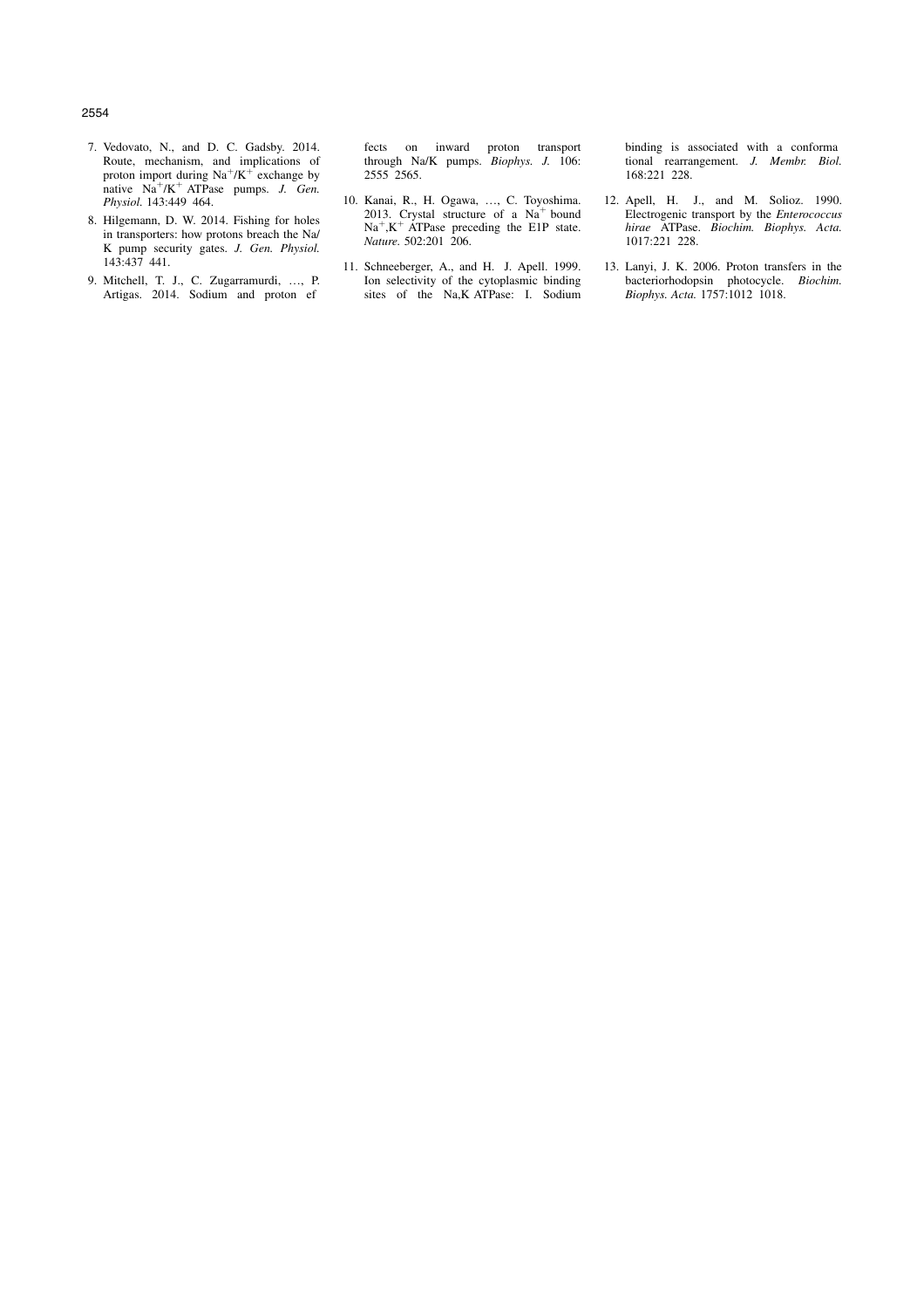7. Vedovato, N., and D. C. Gadsby. 2014. Route, mechanism, and implications of proton import during $Na^+$/$K^+$ exchange by native $Na^+$/$K^+$ ATPase pumps. *J. Gen. Physiol.* 143:449 464.

8. Hilgemann, D. W. 2014. Fishing for holes in transporters: how protons breach the Na/K pump security gates. *J. Gen. Physiol.* 143:437 441.

9. Mitchell, T. J., C. Zugarramurdi, …, P. Artigas. 2014. Sodium and proton effects on inward proton transport through Na/K pumps. *Biophys. J.* 106: 2555 2565.

10. Kanai, R., H. Ogawa, …, C. Toyoshima. 2013. Crystal structure of a $Na^+$ bound $Na^+$,$K^+$ ATPase preceding the E1P state. *Nature.* 502:201 206.

11. Schneeberger, A., and H. J. Apell. 1999. Ion selectivity of the cytoplasmic binding sites of the Na,K ATPase: I. Sodium binding is associated with a conformational rearrangement. *J. Membr. Biol.* 168:221 228.

12. Apell, H. J., and M. Solioz. 1990. Electrogenic transport by the *Enterococcus hirae* ATPase. *Biochim. Biophys. Acta.* 1017:221 228.

13. Lanyi, J. K. 2006. Proton transfers in the bacteriorhodopsin photocycle. *Biochim. Biophys. Acta.* 1757:1012 1018.